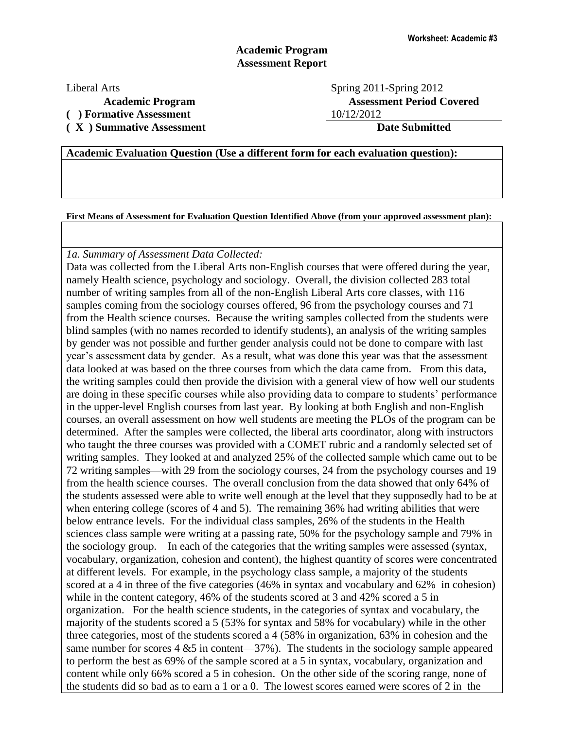Worksheet: Academic #3

# Academic Program
# Assessment Report

Liberal Arts
**Academic Program**

Spring 2011-Spring 2012
**Assessment Period Covered**

**( ) Formative Assessment**
**( X ) Summative Assessment**

10/12/2012
**Date Submitted**

**Academic Evaluation Question (Use a different form for each evaluation question):**

**First Means of Assessment for Evaluation Question Identified Above (from your approved assessment plan):**

*1a. Summary of Assessment Data Collected:*

Data was collected from the Liberal Arts non-English courses that were offered during the year, namely Health science, psychology and sociology. Overall, the division collected 283 total number of writing samples from all of the non-English Liberal Arts core classes, with 116 samples coming from the sociology courses offered, 96 from the psychology courses and 71 from the Health science courses. Because the writing samples collected from the students were blind samples (with no names recorded to identify students), an analysis of the writing samples by gender was not possible and further gender analysis could not be done to compare with last year's assessment data by gender. As a result, what was done this year was that the assessment data looked at was based on the three courses from which the data came from. From this data, the writing samples could then provide the division with a general view of how well our students are doing in these specific courses while also providing data to compare to students' performance in the upper-level English courses from last year. By looking at both English and non-English courses, an overall assessment on how well students are meeting the PLOs of the program can be determined. After the samples were collected, the liberal arts coordinator, along with instructors who taught the three courses was provided with a COMET rubric and a randomly selected set of writing samples. They looked at and analyzed 25% of the collected sample which came out to be 72 writing samples—with 29 from the sociology courses, 24 from the psychology courses and 19 from the health science courses. The overall conclusion from the data showed that only 64% of the students assessed were able to write well enough at the level that they supposedly had to be at when entering college (scores of 4 and 5). The remaining 36% had writing abilities that were below entrance levels. For the individual class samples, 26% of the students in the Health sciences class sample were writing at a passing rate, 50% for the psychology sample and 79% in the sociology group. In each of the categories that the writing samples were assessed (syntax, vocabulary, organization, cohesion and content), the highest quantity of scores were concentrated at different levels. For example, in the psychology class sample, a majority of the students scored at a 4 in three of the five categories (46% in syntax and vocabulary and 62% in cohesion) while in the content category, 46% of the students scored at 3 and 42% scored a 5 in organization. For the health science students, in the categories of syntax and vocabulary, the majority of the students scored a 5 (53% for syntax and 58% for vocabulary) while in the other three categories, most of the students scored a 4 (58% in organization, 63% in cohesion and the same number for scores 4 &5 in content—37%). The students in the sociology sample appeared to perform the best as 69% of the sample scored at a 5 in syntax, vocabulary, organization and content while only 66% scored a 5 in cohesion. On the other side of the scoring range, none of the students did so bad as to earn a 1 or a 0. The lowest scores earned were scores of 2 in the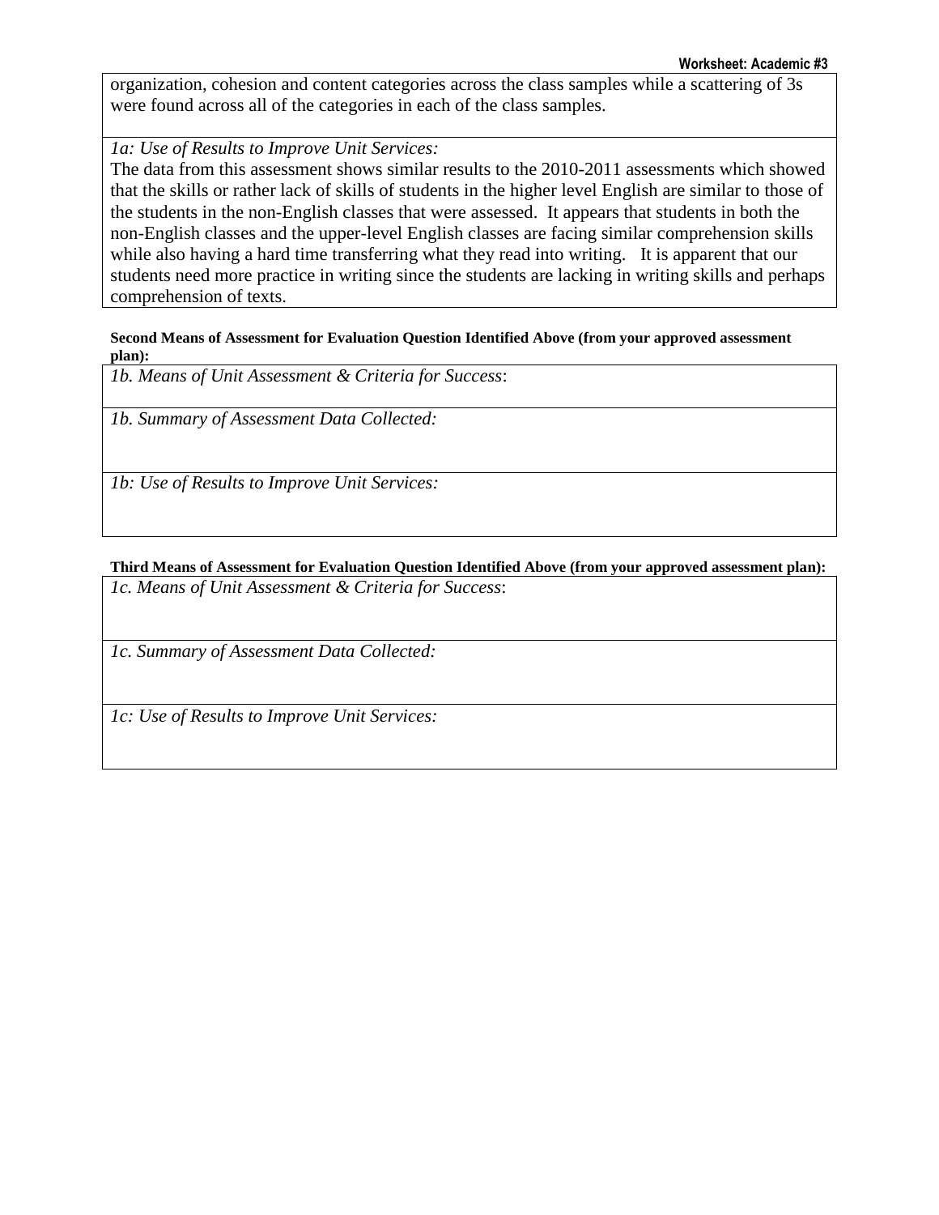organization, cohesion and content categories across the class samples while a scattering of 3s were found across all of the categories in each of the class samples.

*1a: Use of Results to Improve Unit Services:*

The data from this assessment shows similar results to the 2010-2011 assessments which showed that the skills or rather lack of skills of students in the higher level English are similar to those of the students in the non-English classes that were assessed. It appears that students in both the non-English classes and the upper-level English classes are facing similar comprehension skills while also having a hard time transferring what they read into writing. It is apparent that our students need more practice in writing since the students are lacking in writing skills and perhaps comprehension of texts.

**Second Means of Assessment for Evaluation Question Identified Above (from your approved assessment plan):**

*1b. Means of Unit Assessment & Criteria for Success*:

*1b. Summary of Assessment Data Collected:*

*1b: Use of Results to Improve Unit Services:*

**Third Means of Assessment for Evaluation Question Identified Above (from your approved assessment plan):**

*1c. Means of Unit Assessment & Criteria for Success*:

*1c. Summary of Assessment Data Collected:*

*1c: Use of Results to Improve Unit Services:*